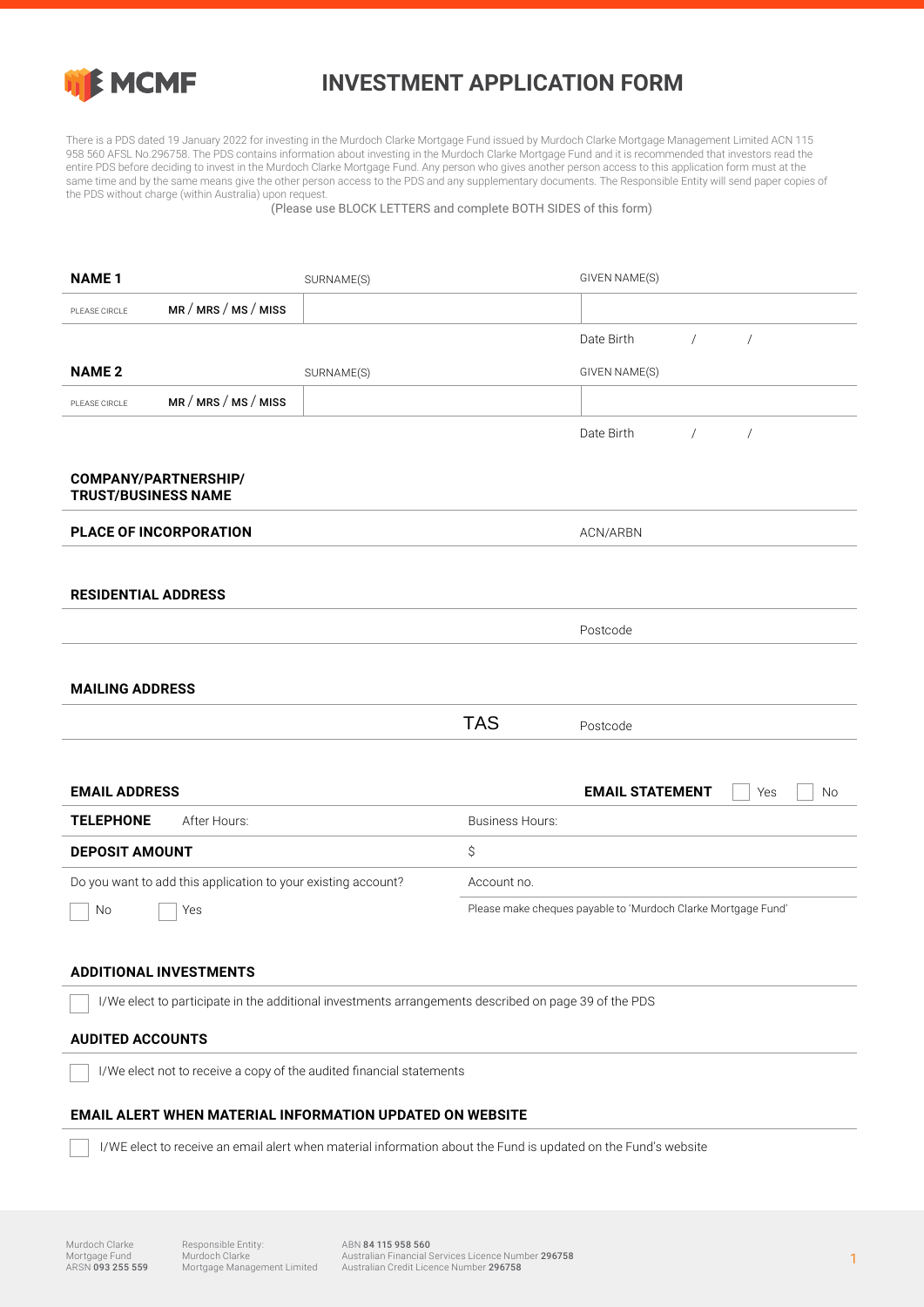MCMF

# INVESTMENT APPLICATION FORM

There is a PDS dated 19 January 2022 for investing in the Murdoch Clarke Mortgage Fund issued by Murdoch Clarke Mortgage Management Limited ACN 115 958 560 AFSL No.296758. The PDS contains information about investing in the Murdoch Clarke Mortgage Fund and it is recommended that investors read the entire PDS before deciding to invest in the Murdoch Clarke Mortgage Fund. Any person who gives another person access to this application form must at the same time and by the same means give the other person access to the PDS and any supplementary documents. The Responsible Entity will send paper copies of the PDS without charge (within Australia) upon request.

(Please use BLOCK LETTERS and complete BOTH SIDES of this form)

| **NAME 1** | | SURNAME(S) | GIVEN NAME(S) |
|---|---|---|---|
| PLEASE CIRCLE | MR / MRS / MS / MISS | | |
| | | | Date Birth / / |

| **NAME 2** | | SURNAME(S) | GIVEN NAME(S) |
|---|---|---|---|
| PLEASE CIRCLE | MR / MRS / MS / MISS | | |
| | | | Date Birth / / |

**COMPANY/PARTNERSHIP/ TRUST/BUSINESS NAME**

**PLACE OF INCORPORATION** ACN/ARBN

**RESIDENTIAL ADDRESS**

Postcode

**MAILING ADDRESS**

TAS Postcode

**EMAIL ADDRESS** **EMAIL STATEMENT** ☐ Yes ☐ No

**TELEPHONE** After Hours: Business Hours:

**DEPOSIT AMOUNT** $

Do you want to add this application to your existing account? Account no.

☐ No ☐ Yes

Please make cheques payable to 'Murdoch Clarke Mortgage Fund'

**ADDITIONAL INVESTMENTS**

☐ I/We elect to participate in the additional investments arrangements described on page 39 of the PDS

**AUDITED ACCOUNTS**

☐ I/We elect not to receive a copy of the audited financial statements

**EMAIL ALERT WHEN MATERIAL INFORMATION UPDATED ON WEBSITE**

☐ I/WE elect to receive an email alert when material information about the Fund is updated on the Fund's website

Murdoch Clarke Mortgage Fund ARSN **093 255 559** Responsible Entity: Murdoch Clarke Mortgage Management Limited ABN **84 115 958 560** Australian Financial Services Licence Number **296758** Australian Credit Licence Number **296758**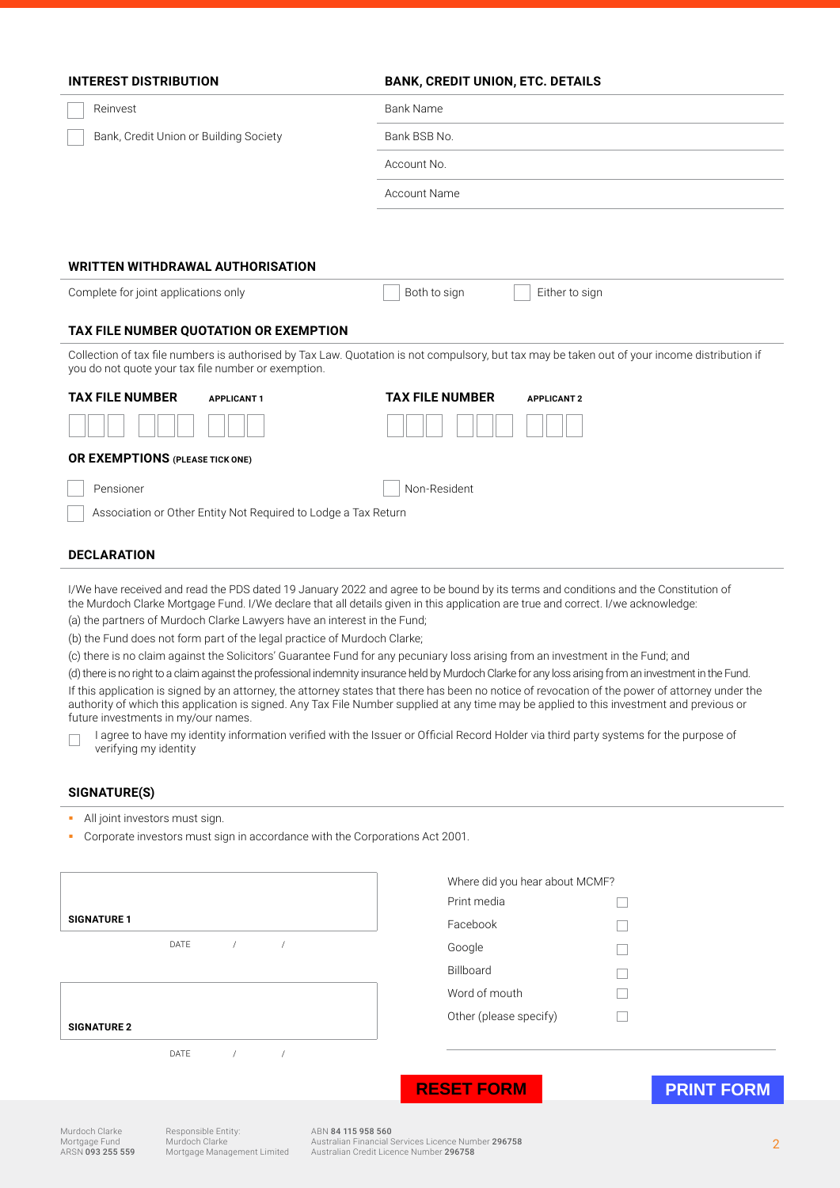## INTEREST DISTRIBUTION

- [ ] Reinvest
- [ ] Bank, Credit Union or Building Society

## BANK, CREDIT UNION, ETC. DETAILS

| | |
|---|---|
| Bank Name | |
| Bank BSB No. | |
| Account No. | |
| Account Name | |

## WRITTEN WITHDRAWAL AUTHORISATION

Complete for joint applications only

- [ ] Both to sign
- [ ] Either to sign

## TAX FILE NUMBER QUOTATION OR EXEMPTION

Collection of tax file numbers is authorised by Tax Law. Quotation is not compulsory, but tax may be taken out of your income distribution if you do not quote your tax file number or exemption.

**TAX FILE NUMBER** APPLICANT 1

☐☐☐ ☐☐☐ ☐☐☐

**TAX FILE NUMBER** APPLICANT 2

☐☐☐ ☐☐☐ ☐☐☐

**OR EXEMPTIONS** (PLEASE TICK ONE)

- [ ] Pensioner
- [ ] Non-Resident
- [ ] Association or Other Entity Not Required to Lodge a Tax Return

## DECLARATION

I/We have received and read the PDS dated 19 January 2022 and agree to be bound by its terms and conditions and the Constitution of the Murdoch Clarke Mortgage Fund. I/We declare that all details given in this application are true and correct. I/we acknowledge:

(a) the partners of Murdoch Clarke Lawyers have an interest in the Fund;

(b) the Fund does not form part of the legal practice of Murdoch Clarke;

(c) there is no claim against the Solicitors' Guarantee Fund for any pecuniary loss arising from an investment in the Fund; and

(d) there is no right to a claim against the professional indemnity insurance held by Murdoch Clarke for any loss arising from an investment in the Fund.

If this application is signed by an attorney, the attorney states that there has been no notice of revocation of the power of attorney under the authority of which this application is signed. Any Tax File Number supplied at any time may be applied to this investment and previous or future investments in my/our names.

- [ ] I agree to have my identity information verified with the Issuer or Official Record Holder via third party systems for the purpose of verifying my identity

## SIGNATURE(S)

- All joint investors must sign.
- Corporate investors must sign in accordance with the Corporations Act 2001.

**SIGNATURE 1**

DATE / /

**SIGNATURE 2**

DATE / /

Where did you hear about MCMF?

- [ ] Print media
- [ ] Facebook
- [ ] Google
- [ ] Billboard
- [ ] Word of mouth
- [ ] Other (please specify)

RESET FORM

PRINT FORM

Murdoch Clarke Mortgage Fund ARSN **093 255 559**

Responsible Entity: Murdoch Clarke Mortgage Management Limited

ABN **84 115 958 560**
Australian Financial Services Licence Number **296758**
Australian Credit Licence Number **296758**